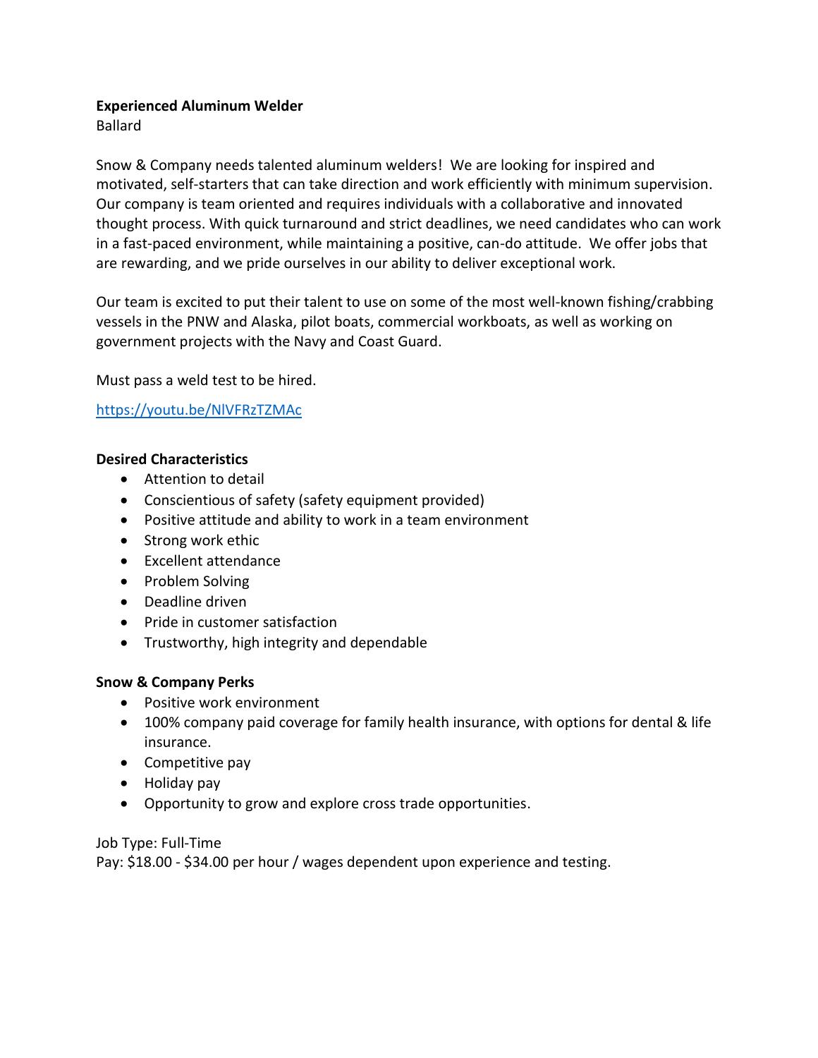**Experienced Aluminum Welder**

Ballard

Snow & Company needs talented aluminum welders! We are looking for inspired and motivated, self-starters that can take direction and work efficiently with minimum supervision. Our company is team oriented and requires individuals with a collaborative and innovated thought process. With quick turnaround and strict deadlines, we need candidates who can work in a fast-paced environment, while maintaining a positive, can-do attitude. We offer jobs that are rewarding, and we pride ourselves in our ability to deliver exceptional work.

Our team is excited to put their talent to use on some of the most well-known fishing/crabbing vessels in the PNW and Alaska, pilot boats, commercial workboats, as well as working on government projects with the Navy and Coast Guard.

Must pass a weld test to be hired.

https://youtu.be/NlVFRzTZMAc

**Desired Characteristics**

- Attention to detail
- Conscientious of safety (safety equipment provided)
- Positive attitude and ability to work in a team environment
- Strong work ethic
- Excellent attendance
- Problem Solving
- Deadline driven
- Pride in customer satisfaction
- Trustworthy, high integrity and dependable

**Snow & Company Perks**

- Positive work environment
- 100% company paid coverage for family health insurance, with options for dental & life insurance.
- Competitive pay
- Holiday pay
- Opportunity to grow and explore cross trade opportunities.

Job Type: Full-Time

Pay: $18.00 - $34.00 per hour / wages dependent upon experience and testing.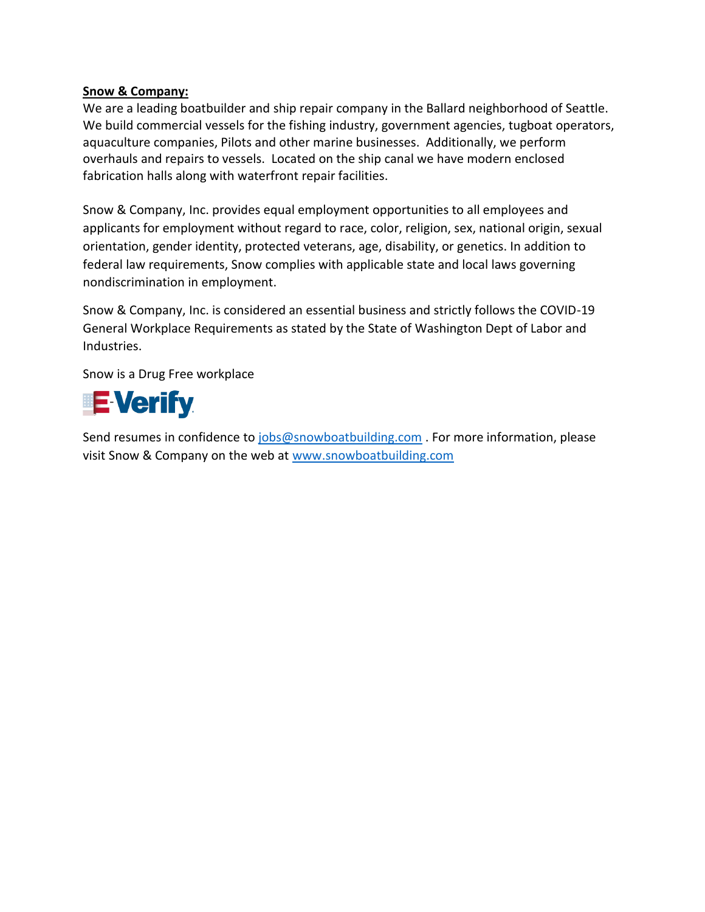**Snow & Company:**

We are a leading boatbuilder and ship repair company in the Ballard neighborhood of Seattle. We build commercial vessels for the fishing industry, government agencies, tugboat operators, aquaculture companies, Pilots and other marine businesses. Additionally, we perform overhauls and repairs to vessels. Located on the ship canal we have modern enclosed fabrication halls along with waterfront repair facilities.

Snow & Company, Inc. provides equal employment opportunities to all employees and applicants for employment without regard to race, color, religion, sex, national origin, sexual orientation, gender identity, protected veterans, age, disability, or genetics. In addition to federal law requirements, Snow complies with applicable state and local laws governing nondiscrimination in employment.

Snow & Company, Inc. is considered an essential business and strictly follows the COVID-19 General Workplace Requirements as stated by the State of Washington Dept of Labor and Industries.

Snow is a Drug Free workplace

E-Verify

Send resumes in confidence to jobs@snowboatbuilding.com . For more information, please visit Snow & Company on the web at www.snowboatbuilding.com